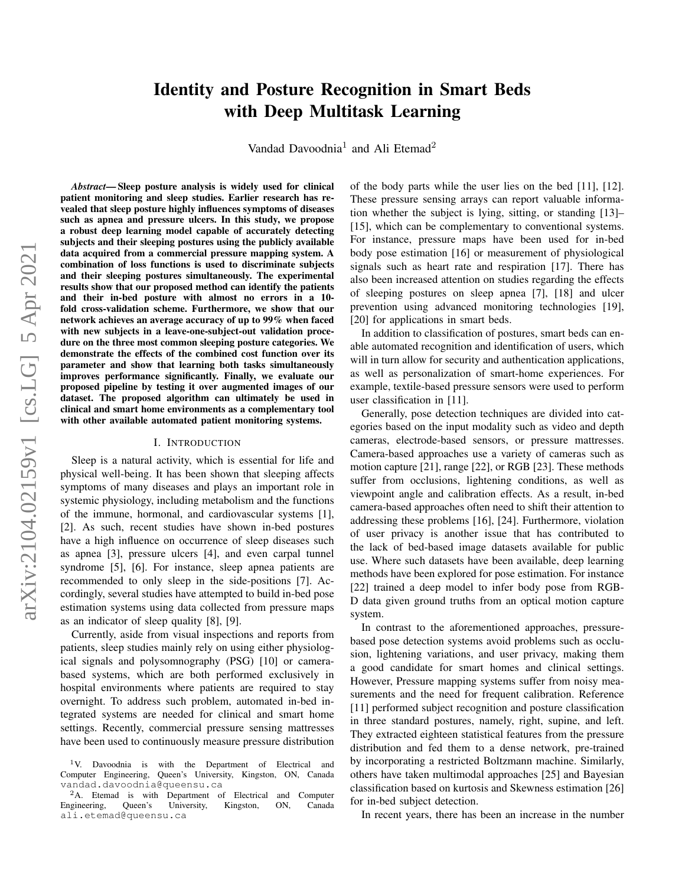# Identity and Posture Recognition in Smart Beds with Deep Multitask Learning

Vandad Davoodnia[1] and Ali Etemad[2]

***Abstract*— Sleep posture analysis is widely used for clinical patient monitoring and sleep studies. Earlier research has revealed that sleep posture highly influences symptoms of diseases such as apnea and pressure ulcers. In this study, we propose a robust deep learning model capable of accurately detecting subjects and their sleeping postures using the publicly available data acquired from a commercial pressure mapping system. A combination of loss functions is used to discriminate subjects and their sleeping postures simultaneously. The experimental results show that our proposed method can identify the patients and their in-bed posture with almost no errors in a 10-fold cross-validation scheme. Furthermore, we show that our network achieves an average accuracy of up to 99% when faced with new subjects in a leave-one-subject-out validation procedure on the three most common sleeping posture categories. We demonstrate the effects of the combined cost function over its parameter and show that learning both tasks simultaneously improves performance significantly. Finally, we evaluate our proposed pipeline by testing it over augmented images of our dataset. The proposed algorithm can ultimately be used in clinical and smart home environments as a complementary tool with other available automated patient monitoring systems.**

## I. Introduction

Sleep is a natural activity, which is essential for life and physical well-being. It has been shown that sleeping affects symptoms of many diseases and plays an important role in systemic physiology, including metabolism and the functions of the immune, hormonal, and cardiovascular systems [1], [2]. As such, recent studies have shown in-bed postures have a high influence on occurrence of sleep diseases such as apnea [3], pressure ulcers [4], and even carpal tunnel syndrome [5], [6]. For instance, sleep apnea patients are recommended to only sleep in the side-positions [7]. Accordingly, several studies have attempted to build in-bed pose estimation systems using data collected from pressure maps as an indicator of sleep quality [8], [9].

Currently, aside from visual inspections and reports from patients, sleep studies mainly rely on using either physiological signals and polysomnography (PSG) [10] or camera-based systems, which are both performed exclusively in hospital environments where patients are required to stay overnight. To address such problem, automated in-bed integrated systems are needed for clinical and smart home settings. Recently, commercial pressure sensing mattresses have been used to continuously measure pressure distribution of the body parts while the user lies on the bed [11], [12]. These pressure sensing arrays can report valuable information whether the subject is lying, sitting, or standing [13]–[15], which can be complementary to conventional systems. For instance, pressure maps have been used for in-bed body pose estimation [16] or measurement of physiological signals such as heart rate and respiration [17]. There has also been increased attention on studies regarding the effects of sleeping postures on sleep apnea [7], [18] and ulcer prevention using advanced monitoring technologies [19], [20] for applications in smart beds.

In addition to classification of postures, smart beds can enable automated recognition and identification of users, which will in turn allow for security and authentication applications, as well as personalization of smart-home experiences. For example, textile-based pressure sensors were used to perform user classification in [11].

Generally, pose detection techniques are divided into categories based on the input modality such as video and depth cameras, electrode-based sensors, or pressure mattresses. Camera-based approaches use a variety of cameras such as motion capture [21], range [22], or RGB [23]. These methods suffer from occlusions, lightening conditions, as well as viewpoint angle and calibration effects. As a result, in-bed camera-based approaches often need to shift their attention to addressing these problems [16], [24]. Furthermore, violation of user privacy is another issue that has contributed to the lack of bed-based image datasets available for public use. Where such datasets have been available, deep learning methods have been explored for pose estimation. For instance [22] trained a deep model to infer body pose from RGB-D data given ground truths from an optical motion capture system.

In contrast to the aforementioned approaches, pressure-based pose detection systems avoid problems such as occlusion, lightening variations, and user privacy, making them a good candidate for smart homes and clinical settings. However, Pressure mapping systems suffer from noisy measurements and the need for frequent calibration. Reference [11] performed subject recognition and posture classification in three standard postures, namely, right, supine, and left. They extracted eighteen statistical features from the pressure distribution and fed them to a dense network, pre-trained by incorporating a restricted Boltzmann machine. Similarly, others have taken multimodal approaches [25] and Bayesian classification based on kurtosis and Skewness estimation [26] for in-bed subject detection.

In recent years, there has been an increase in the number

---

[1]V. Davoodnia is with the Department of Electrical and Computer Engineering, Queen's University, Kingston, ON, Canada vandad.davoodnia@queensu.ca

[2]A. Etemad is with Department of Electrical and Computer Engineering, Queen's University, Kingston, ON, Canada ali.etemad@queensu.ca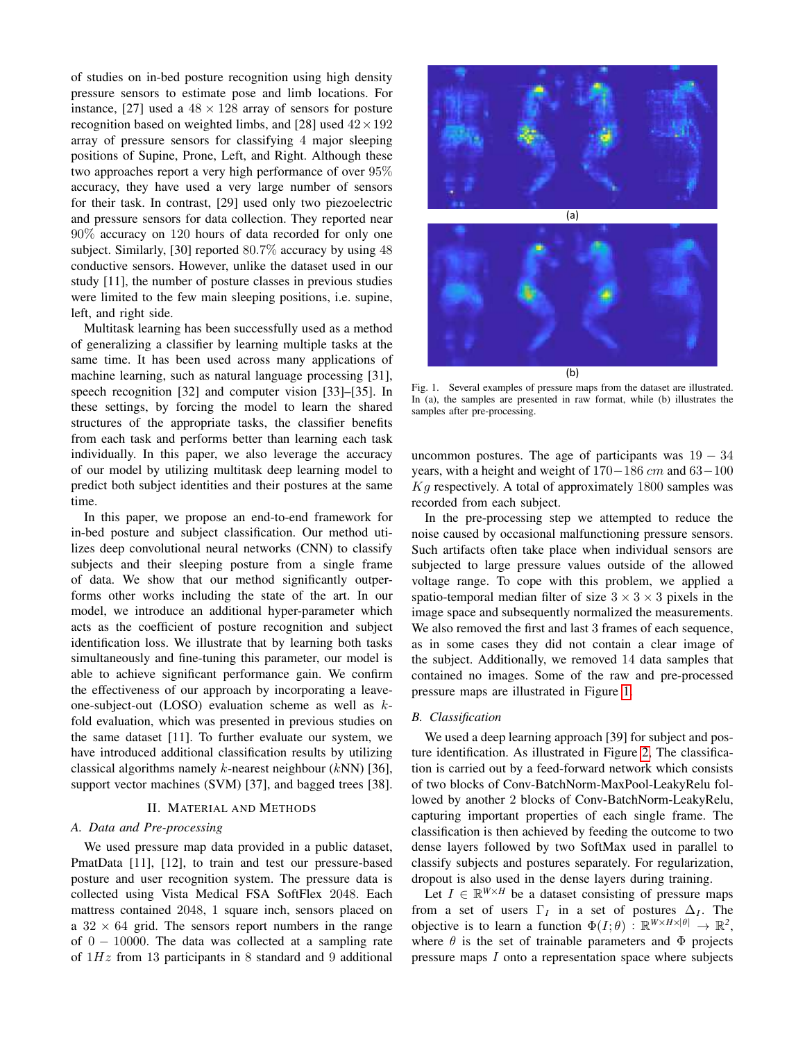of studies on in-bed posture recognition using high density pressure sensors to estimate pose and limb locations. For instance, [27] used a $48 \times 128$ array of sensors for posture recognition based on weighted limbs, and [28] used $42 \times 192$ array of pressure sensors for classifying 4 major sleeping positions of Supine, Prone, Left, and Right. Although these two approaches report a very high performance of over 95% accuracy, they have used a very large number of sensors for their task. In contrast, [29] used only two piezoelectric and pressure sensors for data collection. They reported near 90% accuracy on 120 hours of data recorded for only one subject. Similarly, [30] reported 80.7% accuracy by using 48 conductive sensors. However, unlike the dataset used in our study [11], the number of posture classes in previous studies were limited to the few main sleeping positions, i.e. supine, left, and right side.

Multitask learning has been successfully used as a method of generalizing a classifier by learning multiple tasks at the same time. It has been used across many applications of machine learning, such as natural language processing [31], speech recognition [32] and computer vision [33]–[35]. In these settings, by forcing the model to learn the shared structures of the appropriate tasks, the classifier benefits from each task and performs better than learning each task individually. In this paper, we also leverage the accuracy of our model by utilizing multitask deep learning model to predict both subject identities and their postures at the same time.

In this paper, we propose an end-to-end framework for in-bed posture and subject classification. Our method utilizes deep convolutional neural networks (CNN) to classify subjects and their sleeping posture from a single frame of data. We show that our method significantly outperforms other works including the state of the art. In our model, we introduce an additional hyper-parameter which acts as the coefficient of posture recognition and subject identification loss. We illustrate that by learning both tasks simultaneously and fine-tuning this parameter, our model is able to achieve significant performance gain. We confirm the effectiveness of our approach by incorporating a leave-one-subject-out (LOSO) evaluation scheme as well as $k$-fold evaluation, which was presented in previous studies on the same dataset [11]. To further evaluate our system, we have introduced additional classification results by utilizing classical algorithms namely $k$-nearest neighbour ($k$NN) [36], support vector machines (SVM) [37], and bagged trees [38].

## II. Material and Methods

### A. Data and Pre-processing

We used pressure map data provided in a public dataset, PmatData [11], [12], to train and test our pressure-based posture and user recognition system. The pressure data is collected using Vista Medical FSA SoftFlex 2048. Each mattress contained 2048, 1 square inch, sensors placed on a $32 \times 64$ grid. The sensors report numbers in the range of $0 - 10000$. The data was collected at a sampling rate of $1Hz$ from 13 participants in 8 standard and 9 additional uncommon postures. The age of participants was $19 - 34$ years, with a height and weight of $170-186$ $cm$ and $63-100$ $Kg$ respectively. A total of approximately 1800 samples was recorded from each subject.

Fig. 1. Several examples of pressure maps from the dataset are illustrated. In (a), the samples are presented in raw format, while (b) illustrates the samples after pre-processing.

In the pre-processing step we attempted to reduce the noise caused by occasional malfunctioning pressure sensors. Such artifacts often take place when individual sensors are subjected to large pressure values outside of the allowed voltage range. To cope with this problem, we applied a spatio-temporal median filter of size $3 \times 3 \times 3$ pixels in the image space and subsequently normalized the measurements. We also removed the first and last 3 frames of each sequence, as in some cases they did not contain a clear image of the subject. Additionally, we removed 14 data samples that contained no images. Some of the raw and pre-processed pressure maps are illustrated in Figure 1.

### B. Classification

We used a deep learning approach [39] for subject and posture identification. As illustrated in Figure 2, the classification is carried out by a feed-forward network which consists of two blocks of Conv-BatchNorm-MaxPool-LeakyRelu followed by another 2 blocks of Conv-BatchNorm-LeakyRelu, capturing important properties of each single frame. The classification is then achieved by feeding the outcome to two dense layers followed by two SoftMax used in parallel to classify subjects and postures separately. For regularization, dropout is also used in the dense layers during training.

Let $I \in \mathbb{R}^{W \times H}$ be a dataset consisting of pressure maps from a set of users $\Gamma_I$ in a set of postures $\Delta_I$. The objective is to learn a function $\Phi(I; \theta) : \mathbb{R}^{W \times H \times |\theta|} \rightarrow \mathbb{R}^2$, where $\theta$ is the set of trainable parameters and $\Phi$ projects pressure maps $I$ onto a representation space where subjects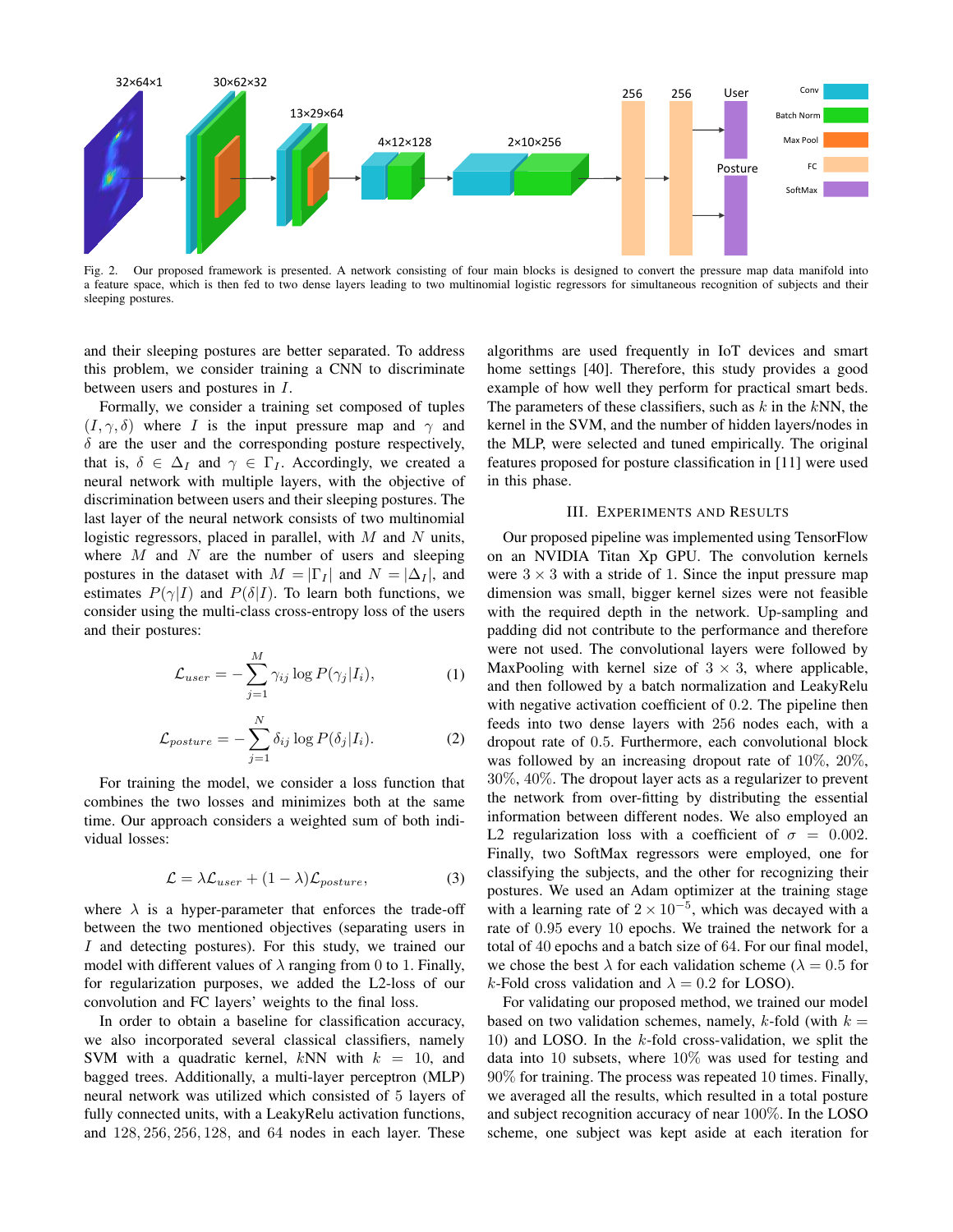Fig. 2. Our proposed framework is presented. A network consisting of four main blocks is designed to convert the pressure map data manifold into a feature space, which is then fed to two dense layers leading to two multinomial logistic regressors for simultaneous recognition of subjects and their sleeping postures.

and their sleeping postures are better separated. To address this problem, we consider training a CNN to discriminate between users and postures in $I$.

Formally, we consider a training set composed of tuples $(I, \gamma, \delta)$ where $I$ is the input pressure map and $\gamma$ and $\delta$ are the user and the corresponding posture respectively, that is, $\delta \in \Delta_I$ and $\gamma \in \Gamma_I$. Accordingly, we created a neural network with multiple layers, with the objective of discrimination between users and their sleeping postures. The last layer of the neural network consists of two multinomial logistic regressors, placed in parallel, with $M$ and $N$ units, where $M$ and $N$ are the number of users and sleeping postures in the dataset with $M = |\Gamma_I|$ and $N = |\Delta_I|$, and estimates $P(\gamma|I)$ and $P(\delta|I)$. To learn both functions, we consider using the multi-class cross-entropy loss of the users and their postures:

$$\mathcal{L}_{user} = -\sum_{j=1}^{M} \gamma_{ij} \log P(\gamma_j|I_i), \tag{1}$$

$$\mathcal{L}_{posture} = -\sum_{j=1}^{N} \delta_{ij} \log P(\delta_j|I_i). \tag{2}$$

For training the model, we consider a loss function that combines the two losses and minimizes both at the same time. Our approach considers a weighted sum of both individual losses:

$$\mathcal{L} = \lambda \mathcal{L}_{user} + (1 - \lambda)\mathcal{L}_{posture}, \tag{3}$$

where $\lambda$ is a hyper-parameter that enforces the trade-off between the two mentioned objectives (separating users in $I$ and detecting postures). For this study, we trained our model with different values of $\lambda$ ranging from 0 to 1. Finally, for regularization purposes, we added the L2-loss of our convolution and FC layers' weights to the final loss.

In order to obtain a baseline for classification accuracy, we also incorporated several classical classifiers, namely SVM with a quadratic kernel, $k$NN with $k = 10$, and bagged trees. Additionally, a multi-layer perceptron (MLP) neural network was utilized which consisted of 5 layers of fully connected units, with a LeakyRelu activation functions, and 128, 256, 256, 128, and 64 nodes in each layer. These algorithms are used frequently in IoT devices and smart home settings [40]. Therefore, this study provides a good example of how well they perform for practical smart beds. The parameters of these classifiers, such as $k$ in the $k$NN, the kernel in the SVM, and the number of hidden layers/nodes in the MLP, were selected and tuned empirically. The original features proposed for posture classification in [11] were used in this phase.

## III. Experiments and Results

Our proposed pipeline was implemented using TensorFlow on an NVIDIA Titan Xp GPU. The convolution kernels were $3 \times 3$ with a stride of 1. Since the input pressure map dimension was small, bigger kernel sizes were not feasible with the required depth in the network. Up-sampling and padding did not contribute to the performance and therefore were not used. The convolutional layers were followed by MaxPooling with kernel size of $3 \times 3$, where applicable, and then followed by a batch normalization and LeakyRelu with negative activation coefficient of 0.2. The pipeline then feeds into two dense layers with 256 nodes each, with a dropout rate of 0.5. Furthermore, each convolutional block was followed by an increasing dropout rate of 10%, 20%, 30%, 40%. The dropout layer acts as a regularizer to prevent the network from over-fitting by distributing the essential information between different nodes. We also employed an L2 regularization loss with a coefficient of $\sigma = 0.002$. Finally, two SoftMax regressors were employed, one for classifying the subjects, and the other for recognizing their postures. We used an Adam optimizer at the training stage with a learning rate of $2 \times 10^{-5}$, which was decayed with a rate of 0.95 every 10 epochs. We trained the network for a total of 40 epochs and a batch size of 64. For our final model, we chose the best $\lambda$ for each validation scheme ($\lambda = 0.5$ for $k$-Fold cross validation and $\lambda = 0.2$ for LOSO).

For validating our proposed method, we trained our model based on two validation schemes, namely, $k$-fold (with $k = 10$) and LOSO. In the $k$-fold cross-validation, we split the data into 10 subsets, where 10% was used for testing and 90% for training. The process was repeated 10 times. Finally, we averaged all the results, which resulted in a total posture and subject recognition accuracy of near 100%. In the LOSO scheme, one subject was kept aside at each iteration for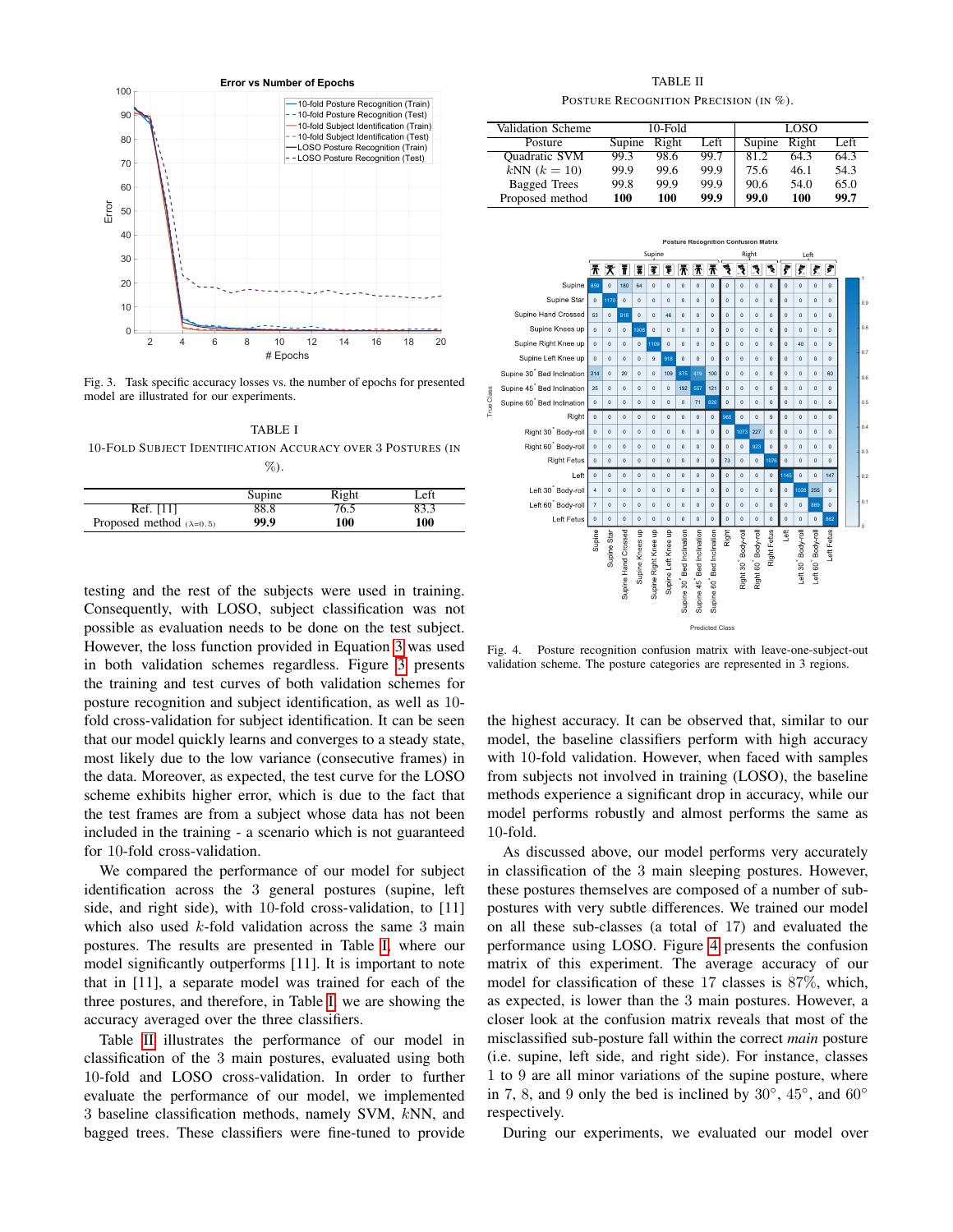Fig. 3. Task specific accuracy losses vs. the number of epochs for presented model are illustrated for our experiments.

TABLE I

10-FOLD SUBJECT IDENTIFICATION ACCURACY OVER 3 POSTURES (IN %).

| | Supine | Right | Left |
|---|---|---|---|
| Ref. [11] | 88.8 | 76.5 | 83.3 |
| Proposed method ($\lambda$=0.5) | **99.9** | **100** | **100** |

testing and the rest of the subjects were used in training. Consequently, with LOSO, subject classification was not possible as evaluation needs to be done on the test subject. However, the loss function provided in Equation 3 was used in both validation schemes regardless. Figure 3 presents the training and test curves of both validation schemes for posture recognition and subject identification, as well as 10-fold cross-validation for subject identification. It can be seen that our model quickly learns and converges to a steady state, most likely due to the low variance (consecutive frames) in the data. Moreover, as expected, the test curve for the LOSO scheme exhibits higher error, which is due to the fact that the test frames are from a subject whose data has not been included in the training - a scenario which is not guaranteed for 10-fold cross-validation.

We compared the performance of our model for subject identification across the 3 general postures (supine, left side, and right side), with 10-fold cross-validation, to [11] which also used $k$-fold validation across the same 3 main postures. The results are presented in Table I, where our model significantly outperforms [11]. It is important to note that in [11], a separate model was trained for each of the three postures, and therefore, in Table I, we are showing the accuracy averaged over the three classifiers.

Table II illustrates the performance of our model in classification of the 3 main postures, evaluated using both 10-fold and LOSO cross-validation. In order to further evaluate the performance of our model, we implemented 3 baseline classification methods, namely SVM, $k$NN, and bagged trees. These classifiers were fine-tuned to provide

TABLE II

POSTURE RECOGNITION PRECISION (IN %).

| Validation Scheme | 10-Fold | | | LOSO | | |
|---|---|---|---|---|---|---|
| Posture | Supine | Right | Left | Supine | Right | Left |
| Quadratic SVM | 99.3 | 98.6 | 99.7 | 81.2 | 64.3 | 64.3 |
| $k$NN ($k = 10$) | 99.9 | 99.6 | 99.9 | 75.6 | 46.1 | 54.3 |
| Bagged Trees | 99.8 | 99.9 | 99.9 | 90.6 | 54.0 | 65.0 |
| Proposed method | **100** | **100** | **99.9** | **99.0** | **100** | **99.7** |

Fig. 4. Posture recognition confusion matrix with leave-one-subject-out validation scheme. The posture categories are represented in 3 regions.

the highest accuracy. It can be observed that, similar to our model, the baseline classifiers perform with high accuracy with 10-fold validation. However, when faced with samples from subjects not involved in training (LOSO), the baseline methods experience a significant drop in accuracy, while our model performs robustly and almost performs the same as 10-fold.

As discussed above, our model performs very accurately in classification of the 3 main sleeping postures. However, these postures themselves are composed of a number of sub-postures with very subtle differences. We trained our model on all these sub-classes (a total of 17) and evaluated the performance using LOSO. Figure 4 presents the confusion matrix of this experiment. The average accuracy of our model for classification of these 17 classes is 87%, which, as expected, is lower than the 3 main postures. However, a closer look at the confusion matrix reveals that most of the misclassified sub-posture fall within the correct *main* posture (i.e. supine, left side, and right side). For instance, classes 1 to 9 are all minor variations of the supine posture, where in 7, 8, and 9 only the bed is inclined by 30°, 45°, and 60° respectively.

During our experiments, we evaluated our model over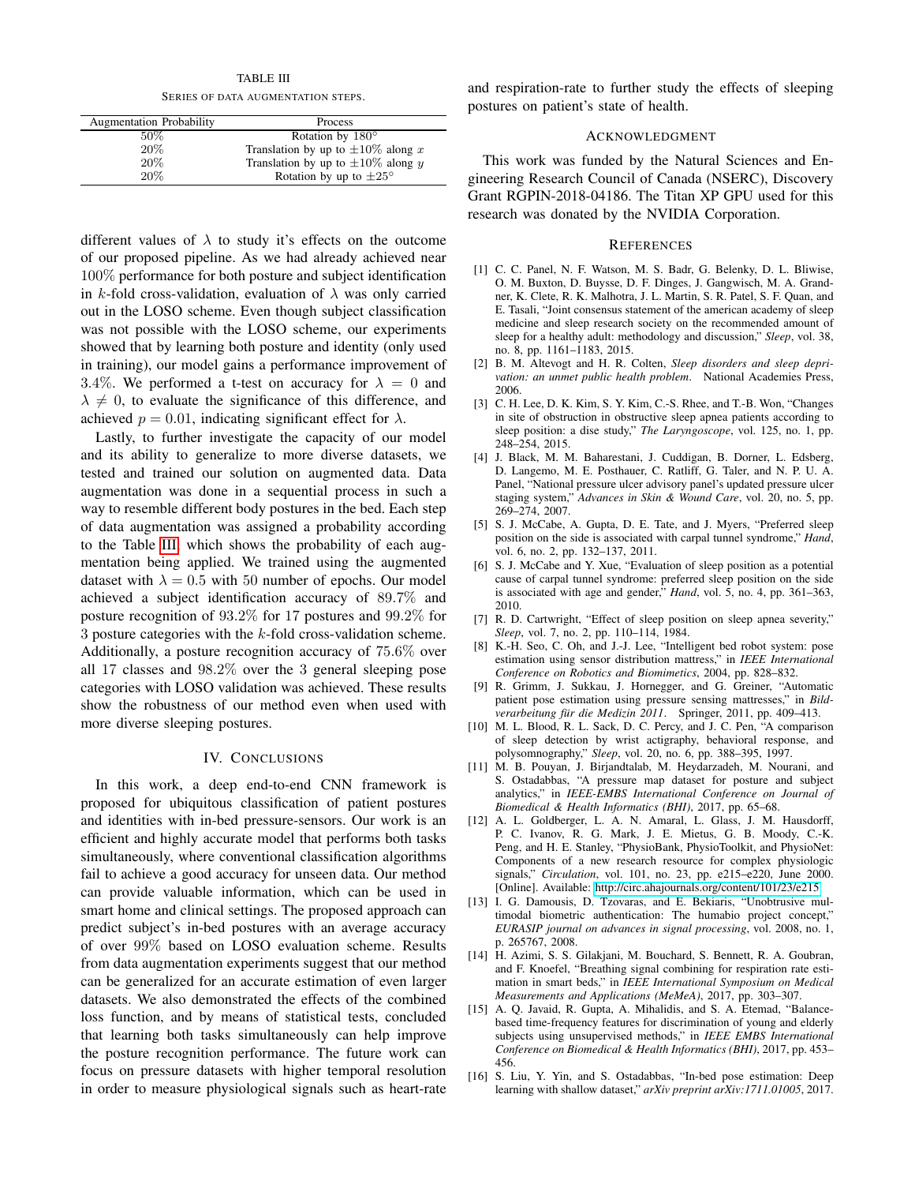TABLE III

SERIES OF DATA AUGMENTATION STEPS.

| Augmentation Probability | Process |
|---|---|
| 50% | Rotation by 180° |
| 20% | Translation by up to $\pm 10\%$ along $x$ |
| 20% | Translation by up to $\pm 10\%$ along $y$ |
| 20% | Rotation by up to $\pm 25°$ |

different values of $\lambda$ to study it's effects on the outcome of our proposed pipeline. As we had already achieved near $100\%$ performance for both posture and subject identification in $k$-fold cross-validation, evaluation of $\lambda$ was only carried out in the LOSO scheme. Even though subject classification was not possible with the LOSO scheme, our experiments showed that by learning both posture and identity (only used in training), our model gains a performance improvement of $3.4\%$. We performed a t-test on accuracy for $\lambda = 0$ and $\lambda \neq 0$, to evaluate the significance of this difference, and achieved $p = 0.01$, indicating significant effect for $\lambda$.

Lastly, to further investigate the capacity of our model and its ability to generalize to more diverse datasets, we tested and trained our solution on augmented data. Data augmentation was done in a sequential process in such a way to resemble different body postures in the bed. Each step of data augmentation was assigned a probability according to the Table III, which shows the probability of each augmentation being applied. We trained using the augmented dataset with $\lambda = 0.5$ with 50 number of epochs. Our model achieved a subject identification accuracy of $89.7\%$ and posture recognition of $93.2\%$ for 17 postures and $99.2\%$ for 3 posture categories with the $k$-fold cross-validation scheme. Additionally, a posture recognition accuracy of $75.6\%$ over all 17 classes and $98.2\%$ over the 3 general sleeping pose categories with LOSO validation was achieved. These results show the robustness of our method even when used with more diverse sleeping postures.

## IV. CONCLUSIONS

In this work, a deep end-to-end CNN framework is proposed for ubiquitous classification of patient postures and identities with in-bed pressure-sensors. Our work is an efficient and highly accurate model that performs both tasks simultaneously, where conventional classification algorithms fail to achieve a good accuracy for unseen data. Our method can provide valuable information, which can be used in smart home and clinical settings. The proposed approach can predict subject's in-bed postures with an average accuracy of over $99\%$ based on LOSO evaluation scheme. Results from data augmentation experiments suggest that our method can be generalized for an accurate estimation of even larger datasets. We also demonstrated the effects of the combined loss function, and by means of statistical tests, concluded that learning both tasks simultaneously can help improve the posture recognition performance. The future work can focus on pressure datasets with higher temporal resolution in order to measure physiological signals such as heart-rate and respiration-rate to further study the effects of sleeping postures on patient's state of health.

## ACKNOWLEDGMENT

This work was funded by the Natural Sciences and Engineering Research Council of Canada (NSERC), Discovery Grant RGPIN-2018-04186. The Titan XP GPU used for this research was donated by the NVIDIA Corporation.

## REFERENCES

[1] C. C. Panel, N. F. Watson, M. S. Badr, G. Belenky, D. L. Bliwise, O. M. Buxton, D. Buysse, D. F. Dinges, J. Gangwisch, M. A. Grandner, K. Clete, R. K. Malhotra, J. L. Martin, S. R. Patel, S. F. Quan, and E. Tasali, "Joint consensus statement of the american academy of sleep medicine and sleep research society on the recommended amount of sleep for a healthy adult: methodology and discussion," *Sleep*, vol. 38, no. 8, pp. 1161–1183, 2015.

[2] B. M. Altevogt and H. R. Colten, *Sleep disorders and sleep deprivation: an unmet public health problem*. National Academies Press, 2006.

[3] C. H. Lee, D. K. Kim, S. Y. Kim, C.-S. Rhee, and T.-B. Won, "Changes in site of obstruction in obstructive sleep apnea patients according to sleep position: a dise study," *The Laryngoscope*, vol. 125, no. 1, pp. 248–254, 2015.

[4] J. Black, M. M. Baharestani, J. Cuddigan, B. Dorner, L. Edsberg, D. Langemo, M. E. Posthauer, C. Ratliff, G. Taler, and N. P. U. A. Panel, "National pressure ulcer advisory panel's updated pressure ulcer staging system," *Advances in Skin & Wound Care*, vol. 20, no. 5, pp. 269–274, 2007.

[5] S. J. McCabe, A. Gupta, D. E. Tate, and J. Myers, "Preferred sleep position on the side is associated with carpal tunnel syndrome," *Hand*, vol. 6, no. 2, pp. 132–137, 2011.

[6] S. J. McCabe and Y. Xue, "Evaluation of sleep position as a potential cause of carpal tunnel syndrome: preferred sleep position on the side is associated with age and gender," *Hand*, vol. 5, no. 4, pp. 361–363, 2010.

[7] R. D. Cartwright, "Effect of sleep position on sleep apnea severity," *Sleep*, vol. 7, no. 2, pp. 110–114, 1984.

[8] K.-H. Seo, C. Oh, and J.-J. Lee, "Intelligent bed robot system: pose estimation using sensor distribution mattress," in *IEEE International Conference on Robotics and Biomimetics*, 2004, pp. 828–832.

[9] R. Grimm, J. Sukkau, J. Hornegger, and G. Greiner, "Automatic patient pose estimation using pressure sensing mattresses," in *Bildverarbeitung für die Medizin 2011*. Springer, 2011, pp. 409–413.

[10] M. L. Blood, R. L. Sack, D. C. Percy, and J. C. Pen, "A comparison of sleep detection by wrist actigraphy, behavioral response, and polysomnography," *Sleep*, vol. 20, no. 6, pp. 388–395, 1997.

[11] M. B. Pouyan, J. Birjandtalab, M. Heydarzadeh, M. Nourani, and S. Ostadabbas, "A pressure map dataset for posture and subject analytics," in *IEEE-EMBS International Conference on Journal of Biomedical & Health Informatics (BHI)*, 2017, pp. 65–68.

[12] A. L. Goldberger, L. A. N. Amaral, L. Glass, J. M. Hausdorff, P. C. Ivanov, R. G. Mark, J. E. Mietus, G. B. Moody, C.-K. Peng, and H. E. Stanley, "PhysioBank, PhysioToolkit, and PhysioNet: Components of a new research resource for complex physiologic signals," *Circulation*, vol. 101, no. 23, pp. e215–e220, June 2000. [Online]. Available: http://circ.ahajournals.org/content/101/23/e215

[13] I. G. Damousis, D. Tzovaras, and E. Bekiaris, "Unobtrusive multimodal biometric authentication: The humabio project concept," *EURASIP journal on advances in signal processing*, vol. 2008, no. 1, p. 265767, 2008.

[14] H. Azimi, S. S. Gilakjani, M. Bouchard, S. Bennett, R. A. Goubran, and F. Knoefel, "Breathing signal combining for respiration rate estimation in smart beds," in *IEEE International Symposium on Medical Measurements and Applications (MeMeA)*, 2017, pp. 303–307.

[15] A. Q. Javaid, R. Gupta, A. Mihalidis, and S. A. Etemad, "Balance-based time-frequency features for discrimination of young and elderly subjects using unsupervised methods," in *IEEE EMBS International Conference on Biomedical & Health Informatics (BHI)*, 2017, pp. 453–456.

[16] S. Liu, Y. Yin, and S. Ostadabbas, "In-bed pose estimation: Deep learning with shallow dataset," *arXiv preprint arXiv:1711.01005*, 2017.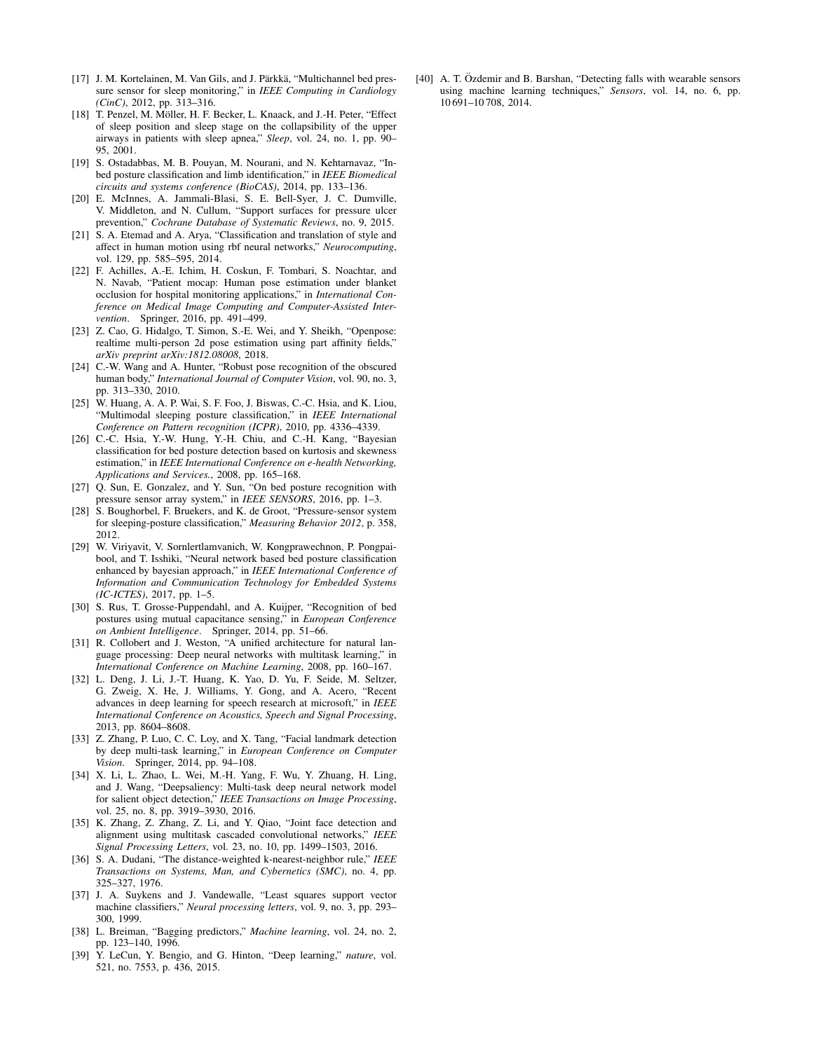[17] J. M. Kortelainen, M. Van Gils, and J. Pärkkä, "Multichannel bed pressure sensor for sleep monitoring," in *IEEE Computing in Cardiology (CinC)*, 2012, pp. 313–316.

[18] T. Penzel, M. Möller, H. F. Becker, L. Knaack, and J.-H. Peter, "Effect of sleep position and sleep stage on the collapsibility of the upper airways in patients with sleep apnea," *Sleep*, vol. 24, no. 1, pp. 90–95, 2001.

[19] S. Ostadabbas, M. B. Pouyan, M. Nourani, and N. Kehtarnavaz, "In-bed posture classification and limb identification," in *IEEE Biomedical circuits and systems conference (BioCAS)*, 2014, pp. 133–136.

[20] E. McInnes, A. Jammali-Blasi, S. E. Bell-Syer, J. C. Dumville, V. Middleton, and N. Cullum, "Support surfaces for pressure ulcer prevention," *Cochrane Database of Systematic Reviews*, no. 9, 2015.

[21] S. A. Etemad and A. Arya, "Classification and translation of style and affect in human motion using rbf neural networks," *Neurocomputing*, vol. 129, pp. 585–595, 2014.

[22] F. Achilles, A.-E. Ichim, H. Coskun, F. Tombari, S. Noachtar, and N. Navab, "Patient mocap: Human pose estimation under blanket occlusion for hospital monitoring applications," in *International Conference on Medical Image Computing and Computer-Assisted Intervention*. Springer, 2016, pp. 491–499.

[23] Z. Cao, G. Hidalgo, T. Simon, S.-E. Wei, and Y. Sheikh, "Openpose: realtime multi-person 2d pose estimation using part affinity fields," *arXiv preprint arXiv:1812.08008*, 2018.

[24] C.-W. Wang and A. Hunter, "Robust pose recognition of the obscured human body," *International Journal of Computer Vision*, vol. 90, no. 3, pp. 313–330, 2010.

[25] W. Huang, A. A. P. Wai, S. F. Foo, J. Biswas, C.-C. Hsia, and K. Liou, "Multimodal sleeping posture classification," in *IEEE International Conference on Pattern recognition (ICPR)*, 2010, pp. 4336–4339.

[26] C.-C. Hsia, Y.-W. Hung, Y.-H. Chiu, and C.-H. Kang, "Bayesian classification for bed posture detection based on kurtosis and skewness estimation," in *IEEE International Conference on e-health Networking, Applications and Services.*, 2008, pp. 165–168.

[27] Q. Sun, E. Gonzalez, and Y. Sun, "On bed posture recognition with pressure sensor array system," in *IEEE SENSORS*, 2016, pp. 1–3.

[28] S. Boughorbel, F. Bruekers, and K. de Groot, "Pressure-sensor system for sleeping-posture classification," *Measuring Behavior 2012*, p. 358, 2012.

[29] W. Viriyavit, V. Sornlertlamvanich, W. Kongprawechnon, P. Pongpaibool, and T. Isshiki, "Neural network based bed posture classification enhanced by bayesian approach," in *IEEE International Conference of Information and Communication Technology for Embedded Systems (IC-ICTES)*, 2017, pp. 1–5.

[30] S. Rus, T. Grosse-Puppendahl, and A. Kuijper, "Recognition of bed postures using mutual capacitance sensing," in *European Conference on Ambient Intelligence*. Springer, 2014, pp. 51–66.

[31] R. Collobert and J. Weston, "A unified architecture for natural language processing: Deep neural networks with multitask learning," in *International Conference on Machine Learning*, 2008, pp. 160–167.

[32] L. Deng, J. Li, J.-T. Huang, K. Yao, D. Yu, F. Seide, M. Seltzer, G. Zweig, X. He, J. Williams, Y. Gong, and A. Acero, "Recent advances in deep learning for speech research at microsoft," in *IEEE International Conference on Acoustics, Speech and Signal Processing*, 2013, pp. 8604–8608.

[33] Z. Zhang, P. Luo, C. C. Loy, and X. Tang, "Facial landmark detection by deep multi-task learning," in *European Conference on Computer Vision*. Springer, 2014, pp. 94–108.

[34] X. Li, L. Zhao, L. Wei, M.-H. Yang, F. Wu, Y. Zhuang, H. Ling, and J. Wang, "Deepsaliency: Multi-task deep neural network model for salient object detection," *IEEE Transactions on Image Processing*, vol. 25, no. 8, pp. 3919–3930, 2016.

[35] K. Zhang, Z. Zhang, Z. Li, and Y. Qiao, "Joint face detection and alignment using multitask cascaded convolutional networks," *IEEE Signal Processing Letters*, vol. 23, no. 10, pp. 1499–1503, 2016.

[36] S. A. Dudani, "The distance-weighted k-nearest-neighbor rule," *IEEE Transactions on Systems, Man, and Cybernetics (SMC)*, no. 4, pp. 325–327, 1976.

[37] J. A. Suykens and J. Vandewalle, "Least squares support vector machine classifiers," *Neural processing letters*, vol. 9, no. 3, pp. 293–300, 1999.

[38] L. Breiman, "Bagging predictors," *Machine learning*, vol. 24, no. 2, pp. 123–140, 1996.

[39] Y. LeCun, Y. Bengio, and G. Hinton, "Deep learning," *nature*, vol. 521, no. 7553, p. 436, 2015.

[40] A. T. Özdemir and B. Barshan, "Detecting falls with wearable sensors using machine learning techniques," *Sensors*, vol. 14, no. 6, pp. 10 691–10 708, 2014.